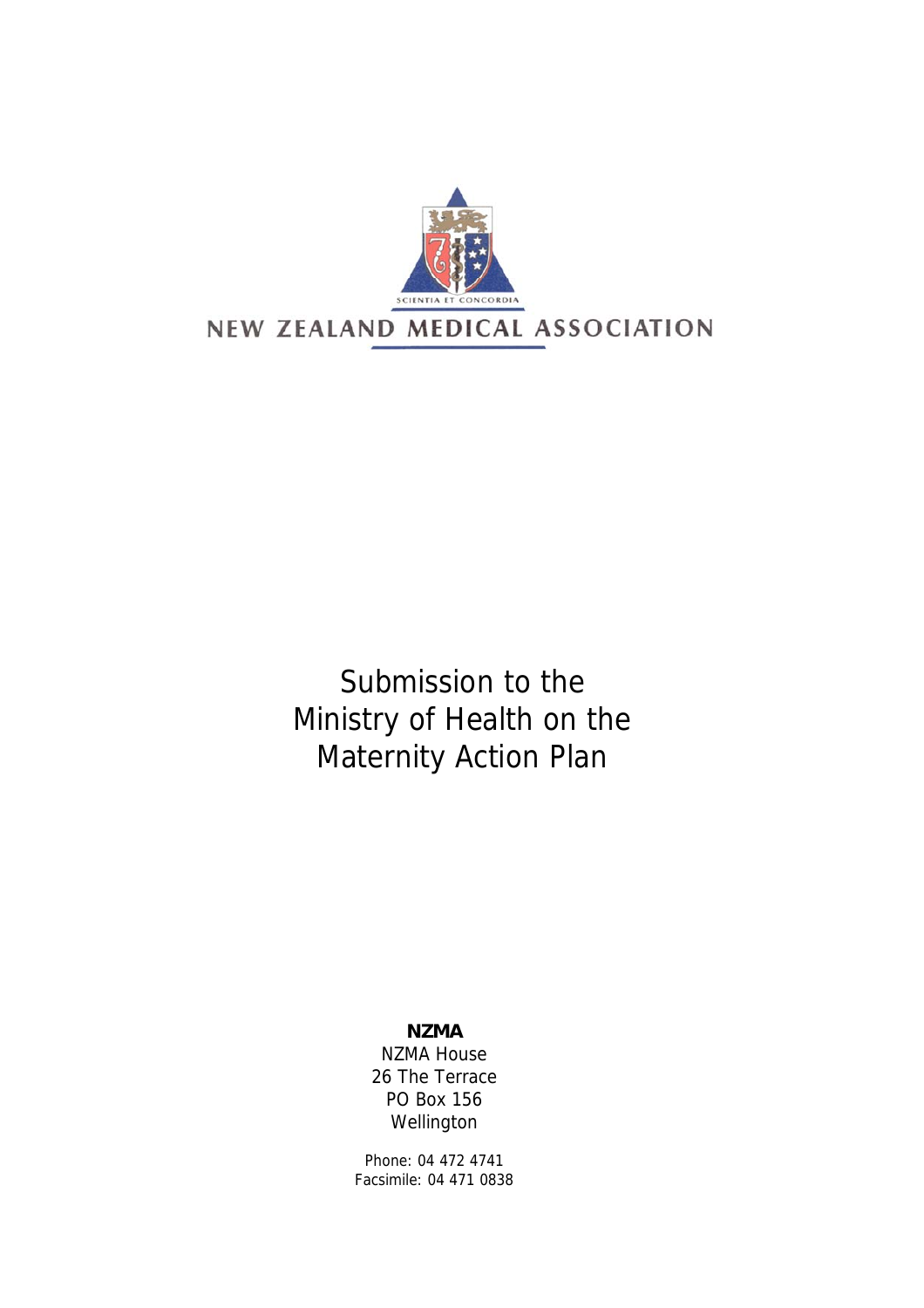SCIENTIA ET CONCORDIA

NEW ZEALAND MEDICAL ASSOCIATION

# Submission to the Ministry of Health on the Maternity Action Plan

**NZMA**
NZMA House
26 The Terrace
PO Box 156
Wellington

Phone: 04 472 4741
Facsimile: 04 471 0838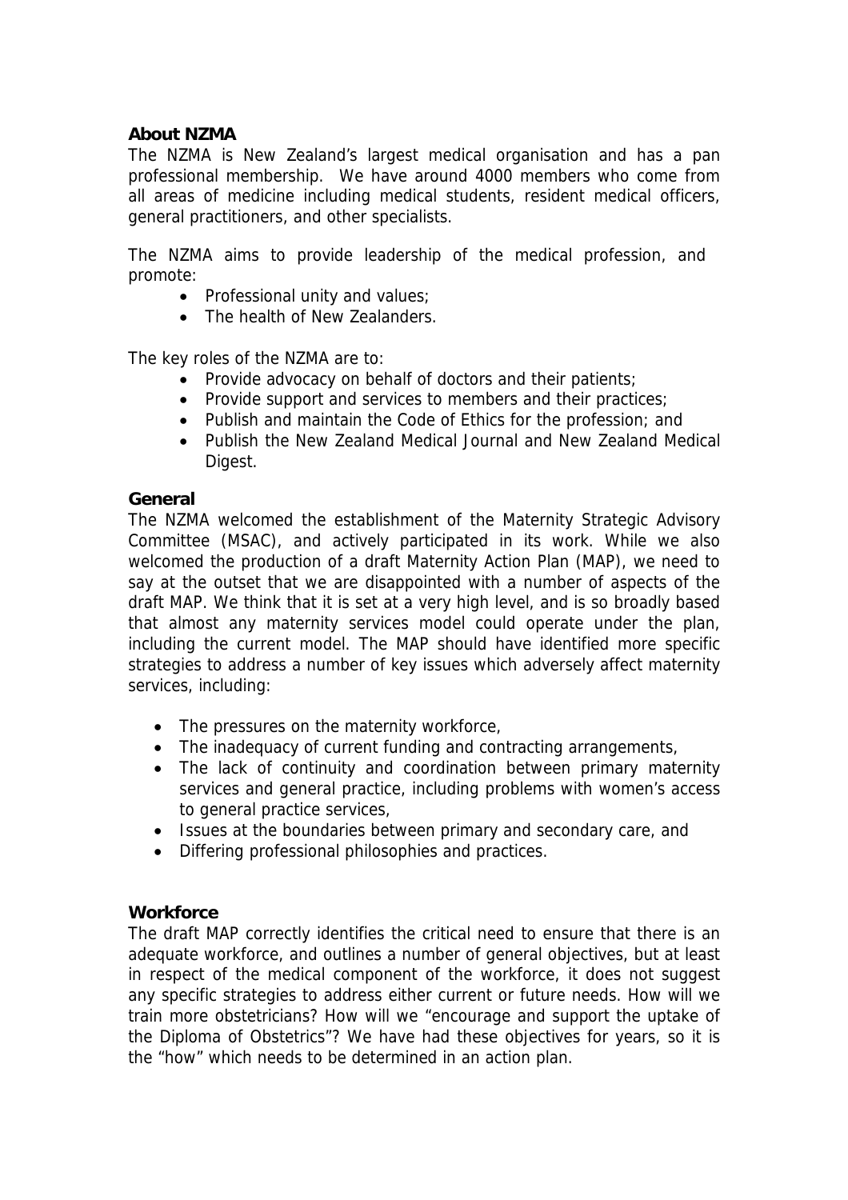## About NZMA

The NZMA is New Zealand's largest medical organisation and has a pan professional membership. We have around 4000 members who come from all areas of medicine including medical students, resident medical officers, general practitioners, and other specialists.

The NZMA aims to provide leadership of the medical profession, and promote:

- Professional unity and values;
- The health of New Zealanders.

The key roles of the NZMA are to:

- Provide advocacy on behalf of doctors and their patients;
- Provide support and services to members and their practices;
- Publish and maintain the Code of Ethics for the profession; and
- Publish the New Zealand Medical Journal and New Zealand Medical Digest.

## General

The NZMA welcomed the establishment of the Maternity Strategic Advisory Committee (MSAC), and actively participated in its work. While we also welcomed the production of a draft Maternity Action Plan (MAP), we need to say at the outset that we are disappointed with a number of aspects of the draft MAP. We think that it is set at a very high level, and is so broadly based that almost any maternity services model could operate under the plan, including the current model. The MAP should have identified more specific strategies to address a number of key issues which adversely affect maternity services, including:

- The pressures on the maternity workforce,
- The inadequacy of current funding and contracting arrangements,
- The lack of continuity and coordination between primary maternity services and general practice, including problems with women's access to general practice services,
- Issues at the boundaries between primary and secondary care, and
- Differing professional philosophies and practices.

## Workforce

The draft MAP correctly identifies the critical need to ensure that there is an adequate workforce, and outlines a number of general objectives, but at least in respect of the medical component of the workforce, it does not suggest any specific strategies to address either current or future needs. How will we train more obstetricians? How will we "encourage and support the uptake of the Diploma of Obstetrics"? We have had these objectives for years, so it is the "how" which needs to be determined in an action plan.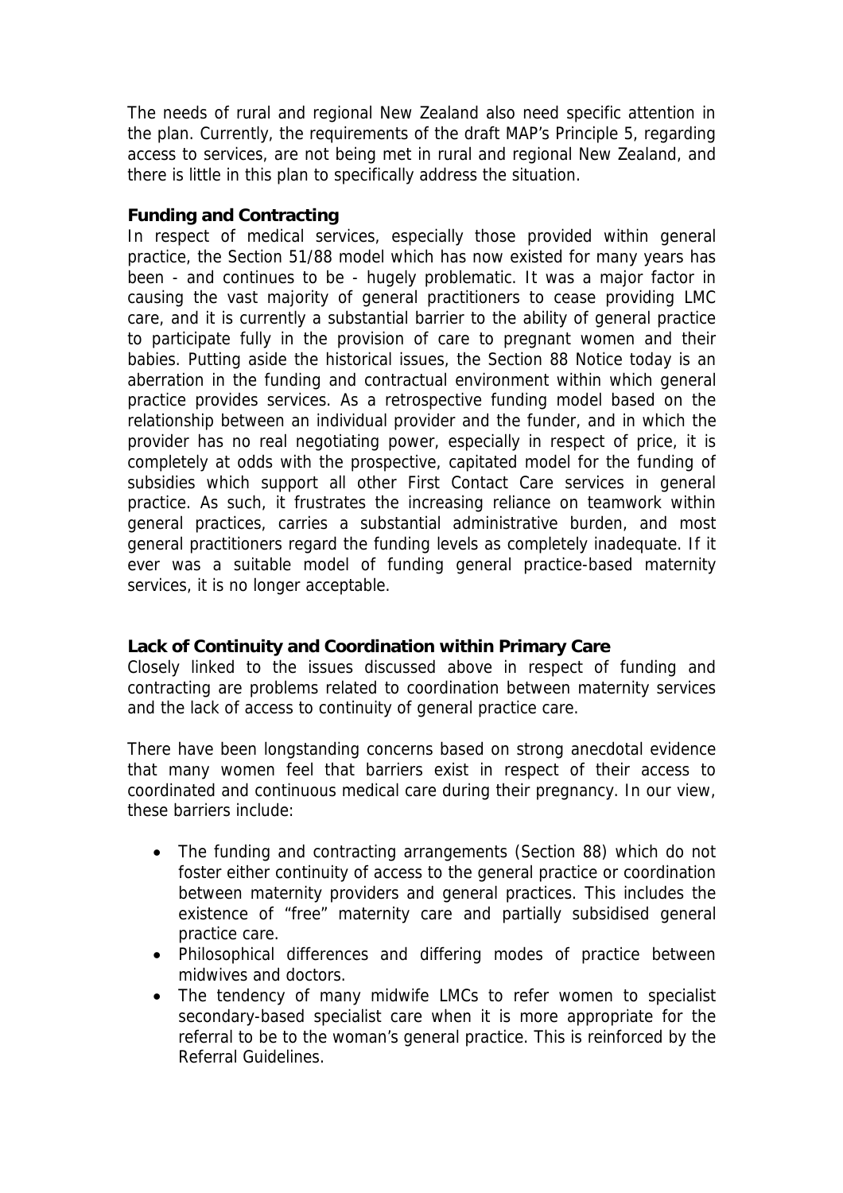The needs of rural and regional New Zealand also need specific attention in the plan. Currently, the requirements of the draft MAP's Principle 5, regarding access to services, are not being met in rural and regional New Zealand, and there is little in this plan to specifically address the situation.

**Funding and Contracting**

In respect of medical services, especially those provided within general practice, the Section 51/88 model which has now existed for many years has been - and continues to be - hugely problematic. It was a major factor in causing the vast majority of general practitioners to cease providing LMC care, and it is currently a substantial barrier to the ability of general practice to participate fully in the provision of care to pregnant women and their babies. Putting aside the historical issues, the Section 88 Notice today is an aberration in the funding and contractual environment within which general practice provides services. As a retrospective funding model based on the relationship between an individual provider and the funder, and in which the provider has no real negotiating power, especially in respect of price, it is completely at odds with the prospective, capitated model for the funding of subsidies which support all other First Contact Care services in general practice. As such, it frustrates the increasing reliance on teamwork within general practices, carries a substantial administrative burden, and most general practitioners regard the funding levels as completely inadequate. If it ever was a suitable model of funding general practice-based maternity services, it is no longer acceptable.

**Lack of Continuity and Coordination within Primary Care**

Closely linked to the issues discussed above in respect of funding and contracting are problems related to coordination between maternity services and the lack of access to continuity of general practice care.

There have been longstanding concerns based on strong anecdotal evidence that many women feel that barriers exist in respect of their access to coordinated and continuous medical care during their pregnancy. In our view, these barriers include:

- The funding and contracting arrangements (Section 88) which do not foster either continuity of access to the general practice or coordination between maternity providers and general practices. This includes the existence of "free" maternity care and partially subsidised general practice care.
- Philosophical differences and differing modes of practice between midwives and doctors.
- The tendency of many midwife LMCs to refer women to specialist secondary-based specialist care when it is more appropriate for the referral to be to the woman's general practice. This is reinforced by the Referral Guidelines.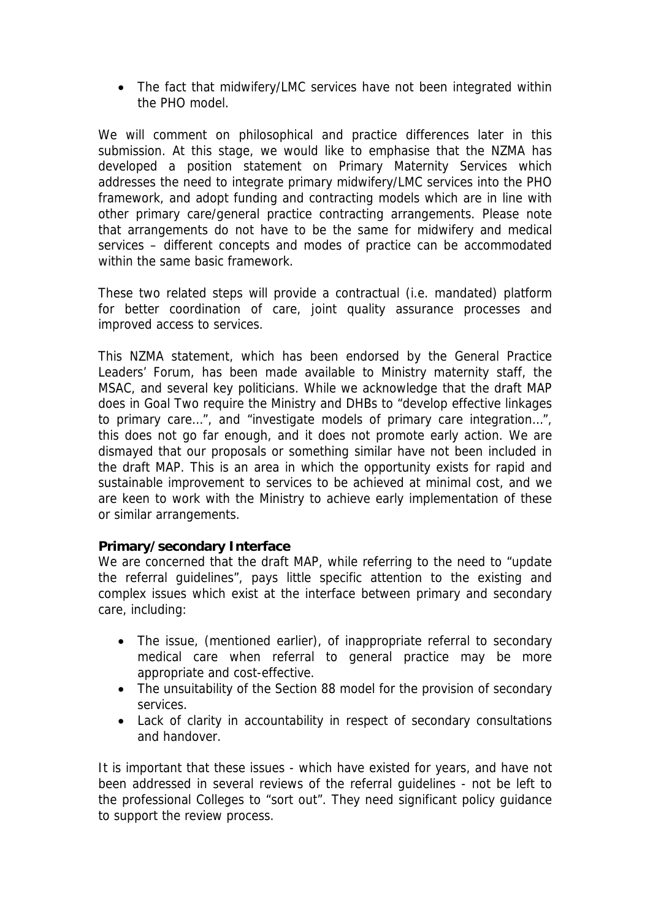- The fact that midwifery/LMC services have not been integrated within the PHO model.

We will comment on philosophical and practice differences later in this submission. At this stage, we would like to emphasise that the NZMA has developed a position statement on Primary Maternity Services which addresses the need to integrate primary midwifery/LMC services into the PHO framework, and adopt funding and contracting models which are in line with other primary care/general practice contracting arrangements. Please note that arrangements do not have to be the same for midwifery and medical services – different concepts and modes of practice can be accommodated within the same basic framework.

These two related steps will provide a contractual (i.e. mandated) platform for better coordination of care, joint quality assurance processes and improved access to services.

This NZMA statement, which has been endorsed by the General Practice Leaders' Forum, has been made available to Ministry maternity staff, the MSAC, and several key politicians. While we acknowledge that the draft MAP does in Goal Two require the Ministry and DHBs to "develop effective linkages to primary care…", and "investigate models of primary care integration…", this does not go far enough, and it does not promote early action. We are dismayed that our proposals or something similar have not been included in the draft MAP. This is an area in which the opportunity exists for rapid and sustainable improvement to services to be achieved at minimal cost, and we are keen to work with the Ministry to achieve early implementation of these or similar arrangements.

**Primary/secondary Interface**

We are concerned that the draft MAP, while referring to the need to "update the referral guidelines", pays little specific attention to the existing and complex issues which exist at the interface between primary and secondary care, including:

- The issue, (mentioned earlier), of inappropriate referral to secondary medical care when referral to general practice may be more appropriate and cost-effective.
- The unsuitability of the Section 88 model for the provision of secondary services.
- Lack of clarity in accountability in respect of secondary consultations and handover.

It is important that these issues - which have existed for years, and have not been addressed in several reviews of the referral guidelines - not be left to the professional Colleges to "sort out". They need significant policy guidance to support the review process.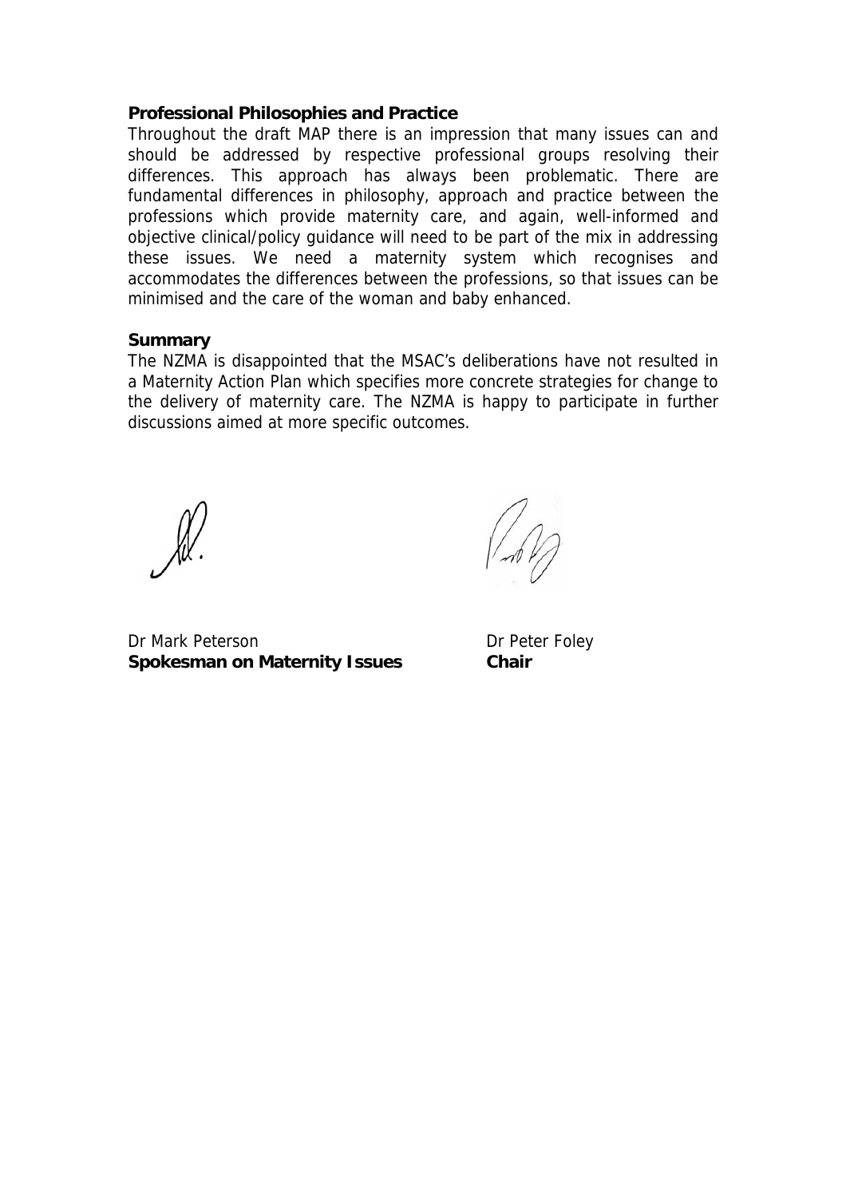**Professional Philosophies and Practice**

Throughout the draft MAP there is an impression that many issues can and should be addressed by respective professional groups resolving their differences. This approach has always been problematic. There are fundamental differences in philosophy, approach and practice between the professions which provide maternity care, and again, well-informed and objective clinical/policy guidance will need to be part of the mix in addressing these issues. We need a maternity system which recognises and accommodates the differences between the professions, so that issues can be minimised and the care of the woman and baby enhanced.

**Summary**

The NZMA is disappointed that the MSAC's deliberations have not resulted in a Maternity Action Plan which specifies more concrete strategies for change to the delivery of maternity care. The NZMA is happy to participate in further discussions aimed at more specific outcomes.

Dr Mark Peterson
**Spokesman on Maternity Issues**

Dr Peter Foley
**Chair**